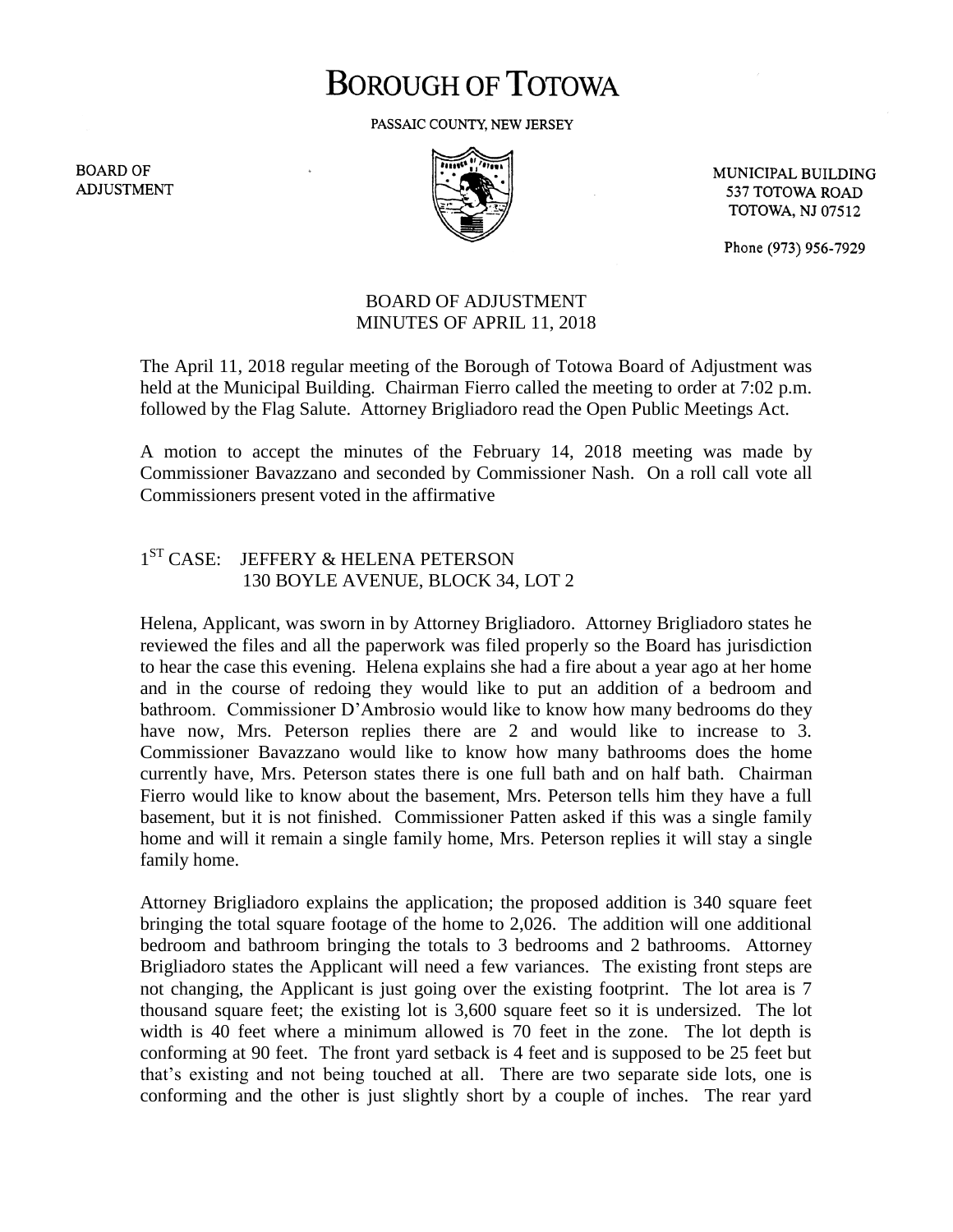# BOROUGH OF TOTOWA

PASSAIC COUNTY, NEW JERSEY

BOARD OF ADJUSTMENT

MUNICIPAL BUILDING
537 TOTOWA ROAD
TOTOWA, NJ 07512

Phone (973) 956-7929

## BOARD OF ADJUSTMENT
## MINUTES OF APRIL 11, 2018

The April 11, 2018 regular meeting of the Borough of Totowa Board of Adjustment was held at the Municipal Building. Chairman Fierro called the meeting to order at 7:02 p.m. followed by the Flag Salute. Attorney Brigliadoro read the Open Public Meetings Act.

A motion to accept the minutes of the February 14, 2018 meeting was made by Commissioner Bavazzano and seconded by Commissioner Nash. On a roll call vote all Commissioners present voted in the affirmative

### 1ST CASE: JEFFERY & HELENA PETERSON
### 130 BOYLE AVENUE, BLOCK 34, LOT 2

Helena, Applicant, was sworn in by Attorney Brigliadoro. Attorney Brigliadoro states he reviewed the files and all the paperwork was filed properly so the Board has jurisdiction to hear the case this evening. Helena explains she had a fire about a year ago at her home and in the course of redoing they would like to put an addition of a bedroom and bathroom. Commissioner D'Ambrosio would like to know how many bedrooms do they have now, Mrs. Peterson replies there are 2 and would like to increase to 3. Commissioner Bavazzano would like to know how many bathrooms does the home currently have, Mrs. Peterson states there is one full bath and on half bath. Chairman Fierro would like to know about the basement, Mrs. Peterson tells him they have a full basement, but it is not finished. Commissioner Patten asked if this was a single family home and will it remain a single family home, Mrs. Peterson replies it will stay a single family home.

Attorney Brigliadoro explains the application; the proposed addition is 340 square feet bringing the total square footage of the home to 2,026. The addition will one additional bedroom and bathroom bringing the totals to 3 bedrooms and 2 bathrooms. Attorney Brigliadoro states the Applicant will need a few variances. The existing front steps are not changing, the Applicant is just going over the existing footprint. The lot area is 7 thousand square feet; the existing lot is 3,600 square feet so it is undersized. The lot width is 40 feet where a minimum allowed is 70 feet in the zone. The lot depth is conforming at 90 feet. The front yard setback is 4 feet and is supposed to be 25 feet but that's existing and not being touched at all. There are two separate side lots, one is conforming and the other is just slightly short by a couple of inches. The rear yard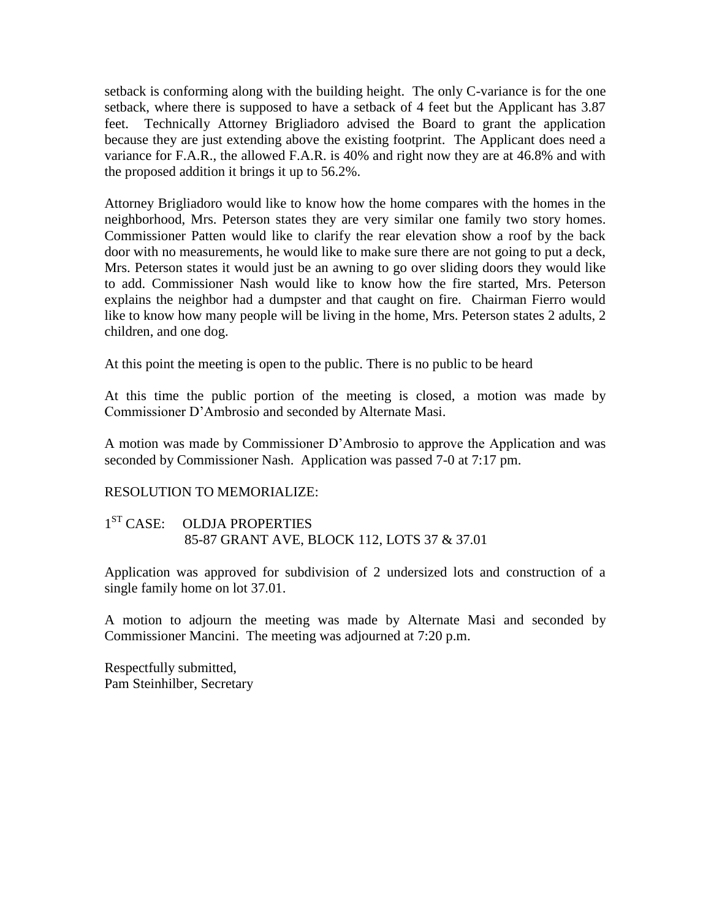setback is conforming along with the building height. The only C-variance is for the one setback, where there is supposed to have a setback of 4 feet but the Applicant has 3.87 feet. Technically Attorney Brigliadoro advised the Board to grant the application because they are just extending above the existing footprint. The Applicant does need a variance for F.A.R., the allowed F.A.R. is 40% and right now they are at 46.8% and with the proposed addition it brings it up to 56.2%.

Attorney Brigliadoro would like to know how the home compares with the homes in the neighborhood, Mrs. Peterson states they are very similar one family two story homes. Commissioner Patten would like to clarify the rear elevation show a roof by the back door with no measurements, he would like to make sure there are not going to put a deck, Mrs. Peterson states it would just be an awning to go over sliding doors they would like to add. Commissioner Nash would like to know how the fire started, Mrs. Peterson explains the neighbor had a dumpster and that caught on fire. Chairman Fierro would like to know how many people will be living in the home, Mrs. Peterson states 2 adults, 2 children, and one dog.

At this point the meeting is open to the public. There is no public to be heard

At this time the public portion of the meeting is closed, a motion was made by Commissioner D'Ambrosio and seconded by Alternate Masi.

A motion was made by Commissioner D'Ambrosio to approve the Application and was seconded by Commissioner Nash. Application was passed 7-0 at 7:17 pm.

RESOLUTION TO MEMORIALIZE:

1ST CASE: OLDJA PROPERTIES
85-87 GRANT AVE, BLOCK 112, LOTS 37 & 37.01

Application was approved for subdivision of 2 undersized lots and construction of a single family home on lot 37.01.

A motion to adjourn the meeting was made by Alternate Masi and seconded by Commissioner Mancini. The meeting was adjourned at 7:20 p.m.

Respectfully submitted,
Pam Steinhilber, Secretary